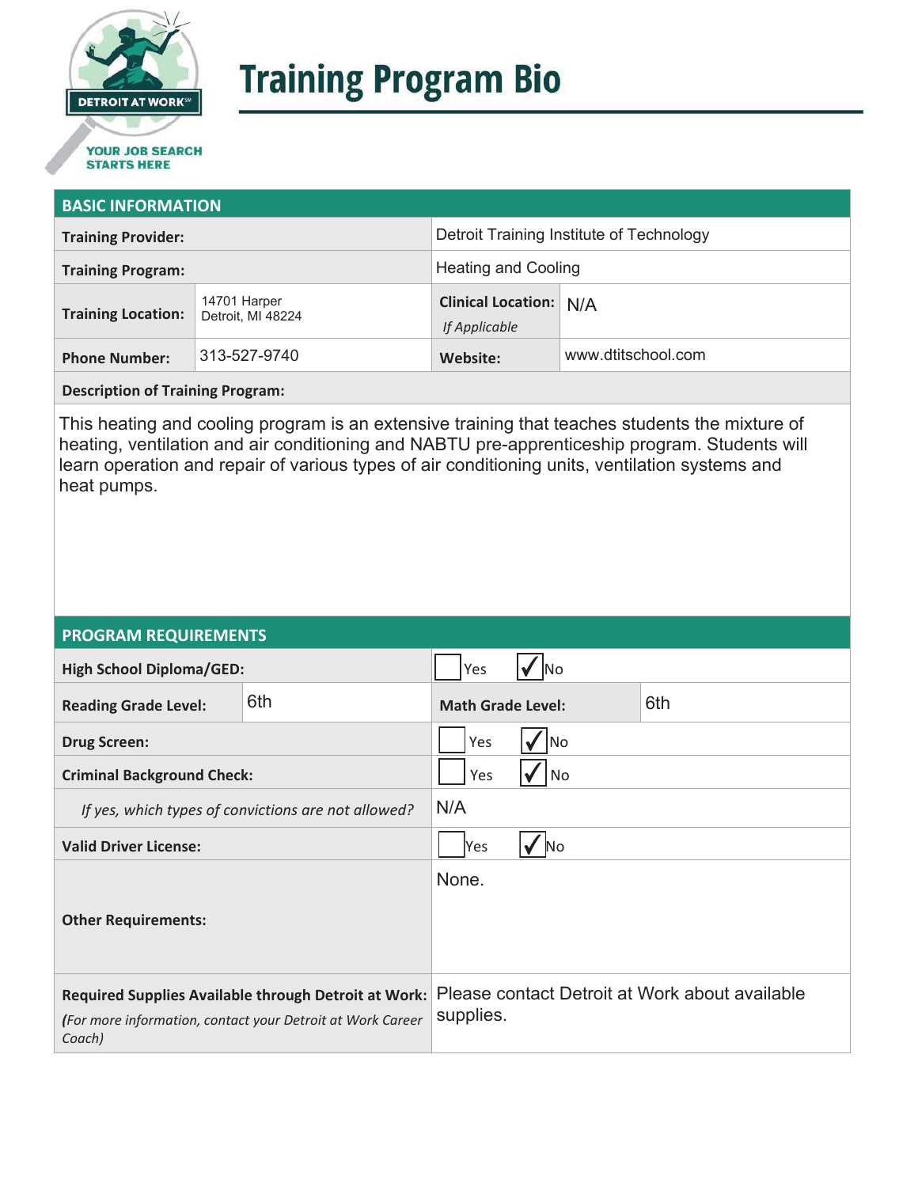# Training Program Bio

DETROIT AT WORK

YOUR JOB SEARCH STARTS HERE

## BASIC INFORMATION

| | | | |
|---|---|---|---|
| **Training Provider:** | | Detroit Training Institute of Technology | |
| **Training Program:** | | Heating and Cooling | |
| **Training Location:** | 14701 Harper<br>Detroit, MI 48224 | **Clinical Location:** *If Applicable* | N/A |
| **Phone Number:** | 313-527-9740 | **Website:** | www.dtitschool.com |

**Description of Training Program:**

This heating and cooling program is an extensive training that teaches students the mixture of heating, ventilation and air conditioning and NABTU pre-apprenticeship program. Students will learn operation and repair of various types of air conditioning units, ventilation systems and heat pumps.

## PROGRAM REQUIREMENTS

| | | | |
|---|---|---|---|
| **High School Diploma/GED:** | | ☐ Yes ☑ No | |
| **Reading Grade Level:** | 6th | **Math Grade Level:** | 6th |
| **Drug Screen:** | | ☐ Yes ☑ No | |
| **Criminal Background Check:** | | ☐ Yes ☑ No | |
| *If yes, which types of convictions are not allowed?* | | N/A | |
| **Valid Driver License:** | | ☐ Yes ☑ No | |
| **Other Requirements:** | | None. | |
| **Required Supplies Available through Detroit at Work:** *(For more information, contact your Detroit at Work Career Coach)* | | Please contact Detroit at Work about available supplies. | |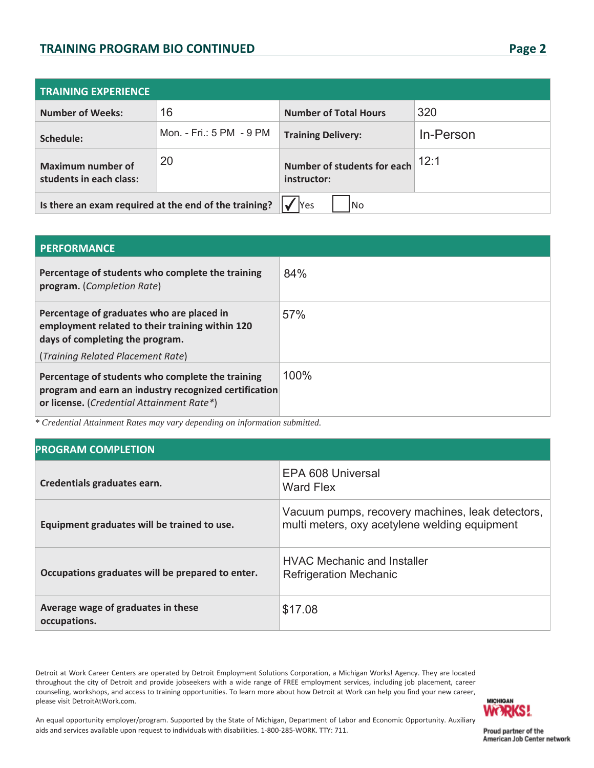## TRAINING PROGRAM BIO CONTINUED

| TRAINING EXPERIENCE | | | |
|---|---|---|---|
| **Number of Weeks:** | 16 | **Number of Total Hours** | 320 |
| **Schedule:** | Mon. - Fri.: 5 PM - 9 PM | **Training Delivery:** | In-Person |
| **Maximum number of students in each class:** | 20 | **Number of students for each instructor:** | 12:1 |
| **Is there an exam required at the end of the training?** | ☑ Yes ☐ No | | |

| PERFORMANCE | |
|---|---|
| **Percentage of students who complete the training program.** (*Completion Rate*) | 84% |
| **Percentage of graduates who are placed in employment related to their training within 120 days of completing the program.** (*Training Related Placement Rate*) | 57% |
| **Percentage of students who complete the training program and earn an industry recognized certification or license.** (*Credential Attainment Rate\**) | 100% |

*\* Credential Attainment Rates may vary depending on information submitted.*

| PROGRAM COMPLETION | |
|---|---|
| **Credentials graduates earn.** | EPA 608 Universal<br>Ward Flex |
| **Equipment graduates will be trained to use.** | Vacuum pumps, recovery machines, leak detectors, multi meters, oxy acetylene welding equipment |
| **Occupations graduates will be prepared to enter.** | HVAC Mechanic and Installer<br>Refrigeration Mechanic |
| **Average wage of graduates in these occupations.** | $17.08 |

Detroit at Work Career Centers are operated by Detroit Employment Solutions Corporation, a Michigan Works! Agency. They are located throughout the city of Detroit and provide jobseekers with a wide range of FREE employment services, including job placement, career counseling, workshops, and access to training opportunities. To learn more about how Detroit at Work can help you find your new career, please visit DetroitAtWork.com.

An equal opportunity employer/program. Supported by the State of Michigan, Department of Labor and Economic Opportunity. Auxiliary aids and services available upon request to individuals with disabilities. 1-800-285-WORK. TTY: 711.

MICHIGAN WORKS! Proud partner of the American Job Center network